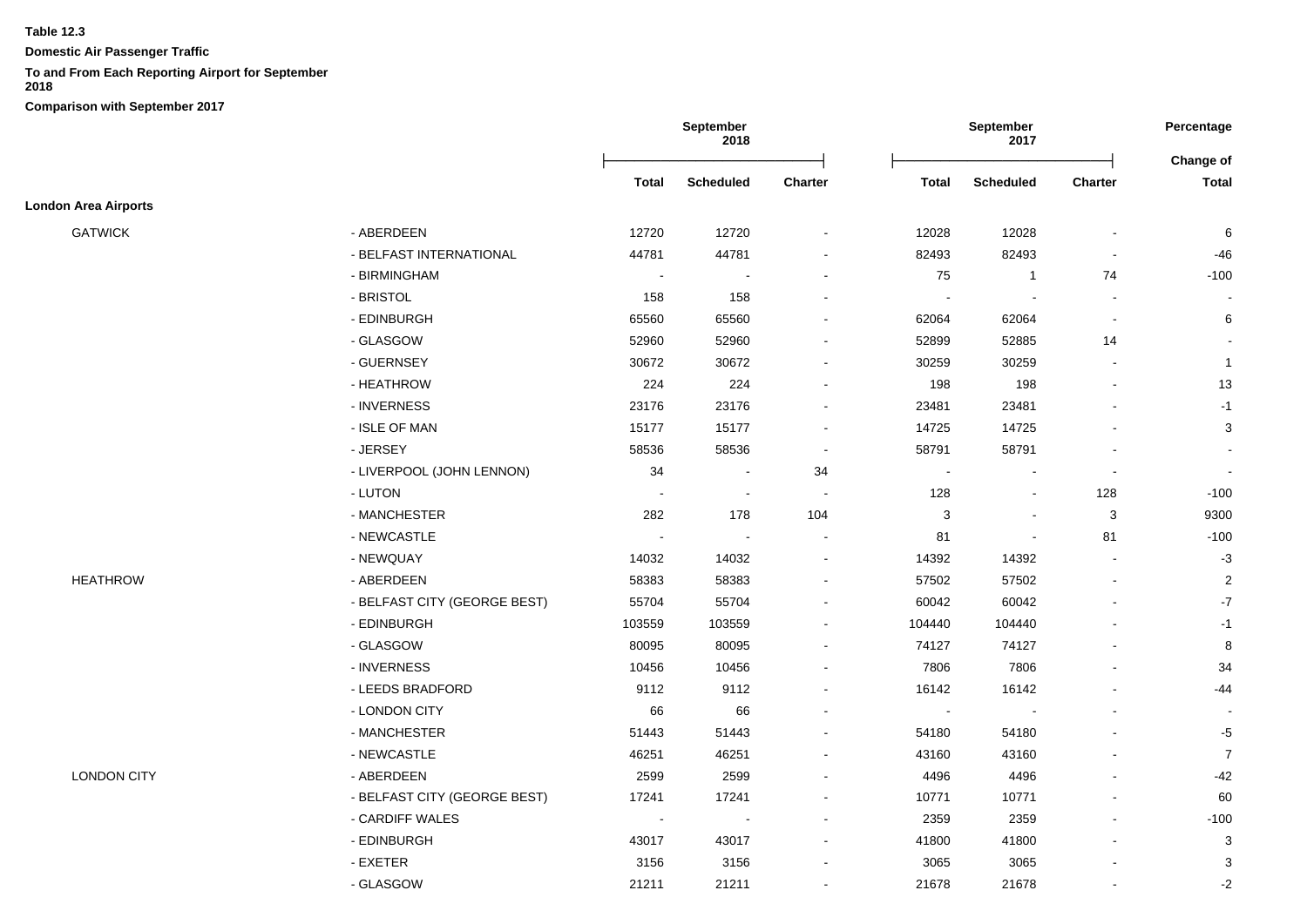**Table 12.3**

**Domestic Air Passenger Traffic**

**To and From Each Reporting Airport for September 2018**

**Comparison with September 2017**

| | | September 2018 | | | September 2017 | | | Percentage |
|---|---|---|---|---|---|---|---|---|
| | | Total | Scheduled | Charter | Total | Scheduled | Charter | Change of Total |
| **London Area Airports** | | | | | | | | |
| GATWICK | - ABERDEEN | 12720 | 12720 | - | 12028 | 12028 | - | 6 |
| | - BELFAST INTERNATIONAL | 44781 | 44781 | - | 82493 | 82493 | - | -46 |
| | - BIRMINGHAM | - | - | - | 75 | 1 | 74 | -100 |
| | - BRISTOL | 158 | 158 | - | - | - | - | - |
| | - EDINBURGH | 65560 | 65560 | - | 62064 | 62064 | - | 6 |
| | - GLASGOW | 52960 | 52960 | - | 52899 | 52885 | 14 | - |
| | - GUERNSEY | 30672 | 30672 | - | 30259 | 30259 | - | 1 |
| | - HEATHROW | 224 | 224 | - | 198 | 198 | - | 13 |
| | - INVERNESS | 23176 | 23176 | - | 23481 | 23481 | - | -1 |
| | - ISLE OF MAN | 15177 | 15177 | - | 14725 | 14725 | - | 3 |
| | - JERSEY | 58536 | 58536 | - | 58791 | 58791 | - | - |
| | - LIVERPOOL (JOHN LENNON) | 34 | - | 34 | - | - | - | - |
| | - LUTON | - | - | - | 128 | - | 128 | -100 |
| | - MANCHESTER | 282 | 178 | 104 | 3 | - | 3 | 9300 |
| | - NEWCASTLE | - | - | - | 81 | - | 81 | -100 |
| | - NEWQUAY | 14032 | 14032 | - | 14392 | 14392 | - | -3 |
| HEATHROW | - ABERDEEN | 58383 | 58383 | - | 57502 | 57502 | - | 2 |
| | - BELFAST CITY (GEORGE BEST) | 55704 | 55704 | - | 60042 | 60042 | - | -7 |
| | - EDINBURGH | 103559 | 103559 | - | 104440 | 104440 | - | -1 |
| | - GLASGOW | 80095 | 80095 | - | 74127 | 74127 | - | 8 |
| | - INVERNESS | 10456 | 10456 | - | 7806 | 7806 | - | 34 |
| | - LEEDS BRADFORD | 9112 | 9112 | - | 16142 | 16142 | - | -44 |
| | - LONDON CITY | 66 | 66 | - | - | - | - | - |
| | - MANCHESTER | 51443 | 51443 | - | 54180 | 54180 | - | -5 |
| | - NEWCASTLE | 46251 | 46251 | - | 43160 | 43160 | - | 7 |
| LONDON CITY | - ABERDEEN | 2599 | 2599 | - | 4496 | 4496 | - | -42 |
| | - BELFAST CITY (GEORGE BEST) | 17241 | 17241 | - | 10771 | 10771 | - | 60 |
| | - CARDIFF WALES | - | - | - | 2359 | 2359 | - | -100 |
| | - EDINBURGH | 43017 | 43017 | - | 41800 | 41800 | - | 3 |
| | - EXETER | 3156 | 3156 | - | 3065 | 3065 | - | 3 |
| | - GLASGOW | 21211 | 21211 | - | 21678 | 21678 | - | -2 |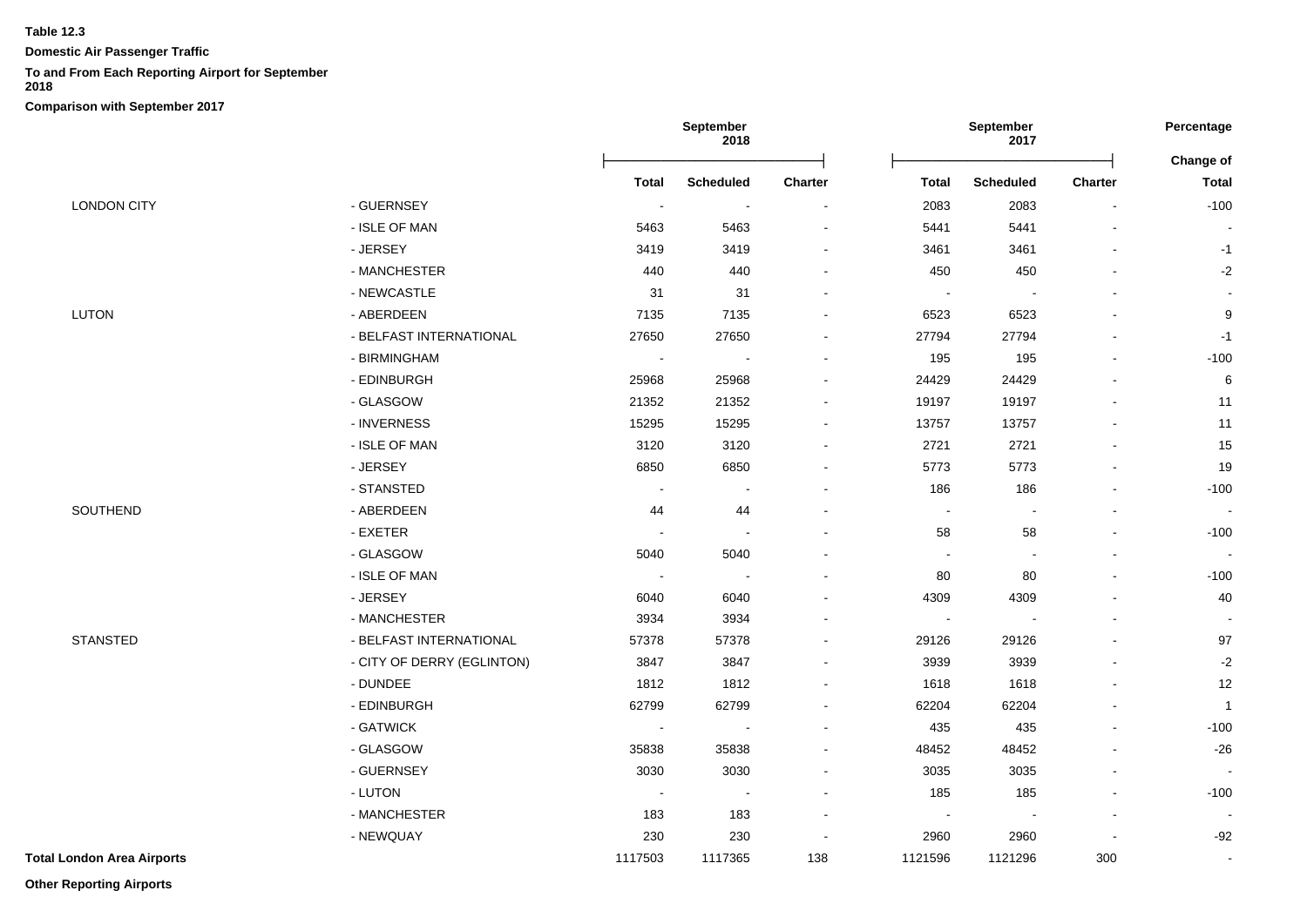**Table 12.3**

**Domestic Air Passenger Traffic**

**To and From Each Reporting Airport for September 2018**

**Comparison with September 2017**

| | | September 2018 | | | September 2017 | | | Percentage |
|---|---|---|---|---|---|---|---|---|
| | | Total | Scheduled | Charter | Total | Scheduled | Charter | Change of Total |
| LONDON CITY | - GUERNSEY | - | - | - | 2083 | 2083 | - | -100 |
| | - ISLE OF MAN | 5463 | 5463 | - | 5441 | 5441 | - | - |
| | - JERSEY | 3419 | 3419 | - | 3461 | 3461 | - | -1 |
| | - MANCHESTER | 440 | 440 | - | 450 | 450 | - | -2 |
| | - NEWCASTLE | 31 | 31 | - | - | - | - | - |
| LUTON | - ABERDEEN | 7135 | 7135 | - | 6523 | 6523 | - | 9 |
| | - BELFAST INTERNATIONAL | 27650 | 27650 | - | 27794 | 27794 | - | -1 |
| | - BIRMINGHAM | - | - | - | 195 | 195 | - | -100 |
| | - EDINBURGH | 25968 | 25968 | - | 24429 | 24429 | - | 6 |
| | - GLASGOW | 21352 | 21352 | - | 19197 | 19197 | - | 11 |
| | - INVERNESS | 15295 | 15295 | - | 13757 | 13757 | - | 11 |
| | - ISLE OF MAN | 3120 | 3120 | - | 2721 | 2721 | - | 15 |
| | - JERSEY | 6850 | 6850 | - | 5773 | 5773 | - | 19 |
| | - STANSTED | - | - | - | 186 | 186 | - | -100 |
| SOUTHEND | - ABERDEEN | 44 | 44 | - | - | - | - | - |
| | - EXETER | - | - | - | 58 | 58 | - | -100 |
| | - GLASGOW | 5040 | 5040 | - | - | - | - | - |
| | - ISLE OF MAN | - | - | - | 80 | 80 | - | -100 |
| | - JERSEY | 6040 | 6040 | - | 4309 | 4309 | - | 40 |
| | - MANCHESTER | 3934 | 3934 | - | - | - | - | - |
| STANSTED | - BELFAST INTERNATIONAL | 57378 | 57378 | - | 29126 | 29126 | - | 97 |
| | - CITY OF DERRY (EGLINTON) | 3847 | 3847 | - | 3939 | 3939 | - | -2 |
| | - DUNDEE | 1812 | 1812 | - | 1618 | 1618 | - | 12 |
| | - EDINBURGH | 62799 | 62799 | - | 62204 | 62204 | - | 1 |
| | - GATWICK | - | - | - | 435 | 435 | - | -100 |
| | - GLASGOW | 35838 | 35838 | - | 48452 | 48452 | - | -26 |
| | - GUERNSEY | 3030 | 3030 | - | 3035 | 3035 | - | - |
| | - LUTON | - | - | - | 185 | 185 | - | -100 |
| | - MANCHESTER | 183 | 183 | - | - | - | - | - |
| | - NEWQUAY | 230 | 230 | - | 2960 | 2960 | - | -92 |
| **Total London Area Airports** | | 1117503 | 1117365 | 138 | 1121596 | 1121296 | 300 | - |

**Other Reporting Airports**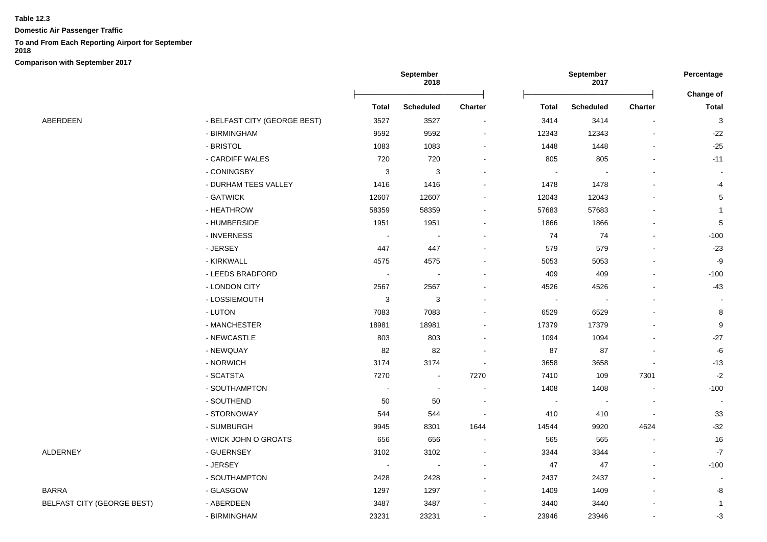**Table 12.3**

**Domestic Air Passenger Traffic**

**To and From Each Reporting Airport for September 2018**

**Comparison with September 2017**

| | | September 2018 | | | September 2017 | | | Percentage |
|---|---|---|---|---|---|---|---|---|
| | | **Total** | **Scheduled** | **Charter** | **Total** | **Scheduled** | **Charter** | **Change of Total** |
| ABERDEEN | - BELFAST CITY (GEORGE BEST) | 3527 | 3527 | - | 3414 | 3414 | - | 3 |
| | - BIRMINGHAM | 9592 | 9592 | - | 12343 | 12343 | - | -22 |
| | - BRISTOL | 1083 | 1083 | - | 1448 | 1448 | - | -25 |
| | - CARDIFF WALES | 720 | 720 | - | 805 | 805 | - | -11 |
| | - CONINGSBY | 3 | 3 | - | - | - | - | - |
| | - DURHAM TEES VALLEY | 1416 | 1416 | - | 1478 | 1478 | - | -4 |
| | - GATWICK | 12607 | 12607 | - | 12043 | 12043 | - | 5 |
| | - HEATHROW | 58359 | 58359 | - | 57683 | 57683 | - | 1 |
| | - HUMBERSIDE | 1951 | 1951 | - | 1866 | 1866 | - | 5 |
| | - INVERNESS | - | - | - | 74 | 74 | - | -100 |
| | - JERSEY | 447 | 447 | - | 579 | 579 | - | -23 |
| | - KIRKWALL | 4575 | 4575 | - | 5053 | 5053 | - | -9 |
| | - LEEDS BRADFORD | - | - | - | 409 | 409 | - | -100 |
| | - LONDON CITY | 2567 | 2567 | - | 4526 | 4526 | - | -43 |
| | - LOSSIEMOUTH | 3 | 3 | - | - | - | - | - |
| | - LUTON | 7083 | 7083 | - | 6529 | 6529 | - | 8 |
| | - MANCHESTER | 18981 | 18981 | - | 17379 | 17379 | - | 9 |
| | - NEWCASTLE | 803 | 803 | - | 1094 | 1094 | - | -27 |
| | - NEWQUAY | 82 | 82 | - | 87 | 87 | - | -6 |
| | - NORWICH | 3174 | 3174 | - | 3658 | 3658 | - | -13 |
| | - SCATSTA | 7270 | - | 7270 | 7410 | 109 | 7301 | -2 |
| | - SOUTHAMPTON | - | - | - | 1408 | 1408 | - | -100 |
| | - SOUTHEND | 50 | 50 | - | - | - | - | - |
| | - STORNOWAY | 544 | 544 | - | 410 | 410 | - | 33 |
| | - SUMBURGH | 9945 | 8301 | 1644 | 14544 | 9920 | 4624 | -32 |
| | - WICK JOHN O GROATS | 656 | 656 | - | 565 | 565 | - | 16 |
| ALDERNEY | - GUERNSEY | 3102 | 3102 | - | 3344 | 3344 | - | -7 |
| | - JERSEY | - | - | - | 47 | 47 | - | -100 |
| | - SOUTHAMPTON | 2428 | 2428 | - | 2437 | 2437 | - | - |
| BARRA | - GLASGOW | 1297 | 1297 | - | 1409 | 1409 | - | -8 |
| BELFAST CITY (GEORGE BEST) | - ABERDEEN | 3487 | 3487 | - | 3440 | 3440 | - | 1 |
| | - BIRMINGHAM | 23231 | 23231 | - | 23946 | 23946 | - | -3 |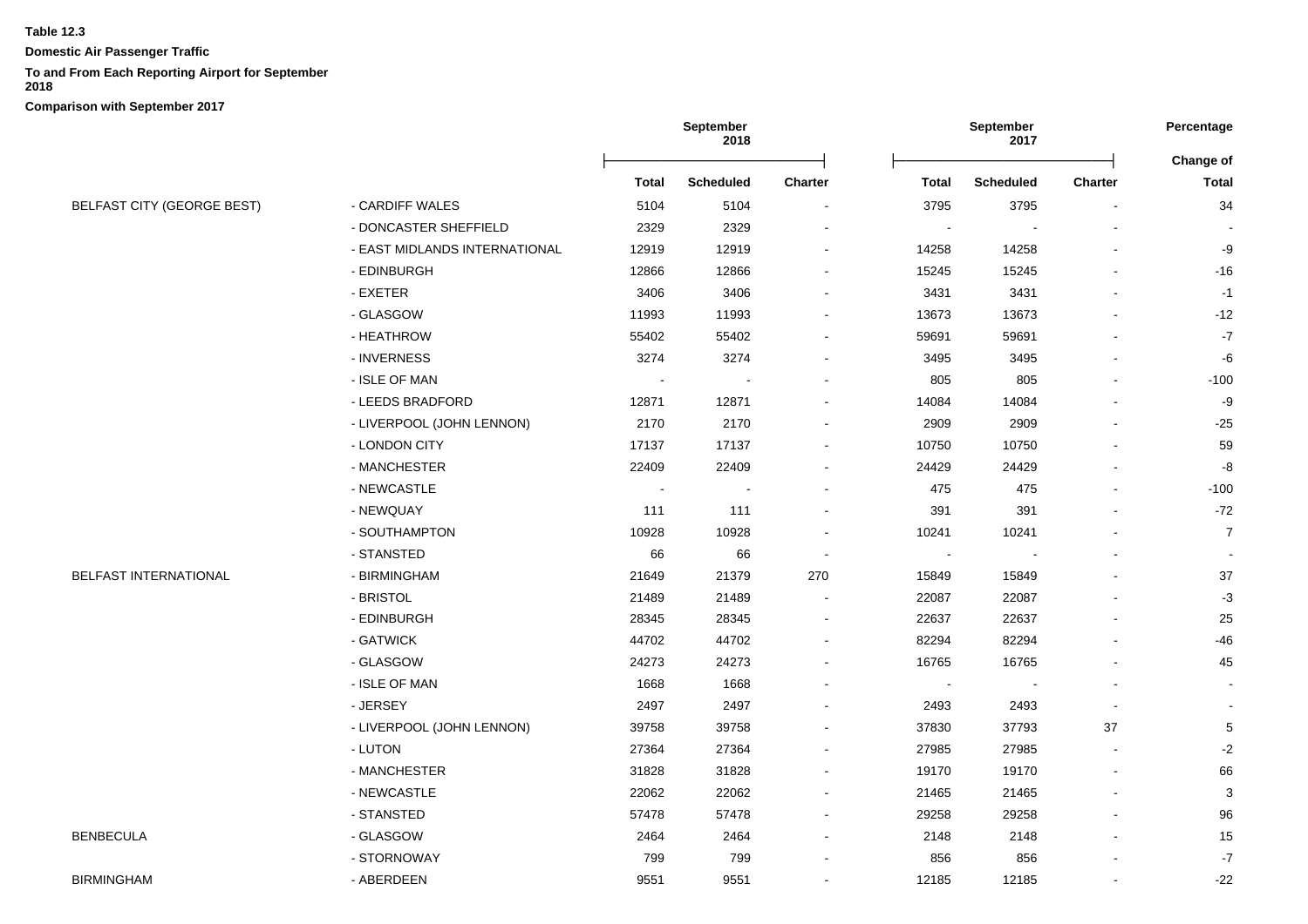**Table 12.3**

**Domestic Air Passenger Traffic**

**To and From Each Reporting Airport for September 2018**

**Comparison with September 2017**

| | | September 2018 | | | September 2017 | | | Percentage |
|---|---|---|---|---|---|---|---|---|
| | | | | | | | | Change of |
| | | Total | Scheduled | Charter | Total | Scheduled | Charter | Total |
| BELFAST CITY (GEORGE BEST) | - CARDIFF WALES | 5104 | 5104 | - | 3795 | 3795 | - | 34 |
| | - DONCASTER SHEFFIELD | 2329 | 2329 | - | - | - | - | - |
| | - EAST MIDLANDS INTERNATIONAL | 12919 | 12919 | - | 14258 | 14258 | - | -9 |
| | - EDINBURGH | 12866 | 12866 | - | 15245 | 15245 | - | -16 |
| | - EXETER | 3406 | 3406 | - | 3431 | 3431 | - | -1 |
| | - GLASGOW | 11993 | 11993 | - | 13673 | 13673 | - | -12 |
| | - HEATHROW | 55402 | 55402 | - | 59691 | 59691 | - | -7 |
| | - INVERNESS | 3274 | 3274 | - | 3495 | 3495 | - | -6 |
| | - ISLE OF MAN | - | - | - | 805 | 805 | - | -100 |
| | - LEEDS BRADFORD | 12871 | 12871 | - | 14084 | 14084 | - | -9 |
| | - LIVERPOOL (JOHN LENNON) | 2170 | 2170 | - | 2909 | 2909 | - | -25 |
| | - LONDON CITY | 17137 | 17137 | - | 10750 | 10750 | - | 59 |
| | - MANCHESTER | 22409 | 22409 | - | 24429 | 24429 | - | -8 |
| | - NEWCASTLE | - | - | - | 475 | 475 | - | -100 |
| | - NEWQUAY | 111 | 111 | - | 391 | 391 | - | -72 |
| | - SOUTHAMPTON | 10928 | 10928 | - | 10241 | 10241 | - | 7 |
| | - STANSTED | 66 | 66 | - | - | - | - | - |
| BELFAST INTERNATIONAL | - BIRMINGHAM | 21649 | 21379 | 270 | 15849 | 15849 | - | 37 |
| | - BRISTOL | 21489 | 21489 | - | 22087 | 22087 | - | -3 |
| | - EDINBURGH | 28345 | 28345 | - | 22637 | 22637 | - | 25 |
| | - GATWICK | 44702 | 44702 | - | 82294 | 82294 | - | -46 |
| | - GLASGOW | 24273 | 24273 | - | 16765 | 16765 | - | 45 |
| | - ISLE OF MAN | 1668 | 1668 | - | - | - | - | - |
| | - JERSEY | 2497 | 2497 | - | 2493 | 2493 | - | - |
| | - LIVERPOOL (JOHN LENNON) | 39758 | 39758 | - | 37830 | 37793 | 37 | 5 |
| | - LUTON | 27364 | 27364 | - | 27985 | 27985 | - | -2 |
| | - MANCHESTER | 31828 | 31828 | - | 19170 | 19170 | - | 66 |
| | - NEWCASTLE | 22062 | 22062 | - | 21465 | 21465 | - | 3 |
| | - STANSTED | 57478 | 57478 | - | 29258 | 29258 | - | 96 |
| BENBECULA | - GLASGOW | 2464 | 2464 | - | 2148 | 2148 | - | 15 |
| | - STORNOWAY | 799 | 799 | - | 856 | 856 | - | -7 |
| BIRMINGHAM | - ABERDEEN | 9551 | 9551 | - | 12185 | 12185 | - | -22 |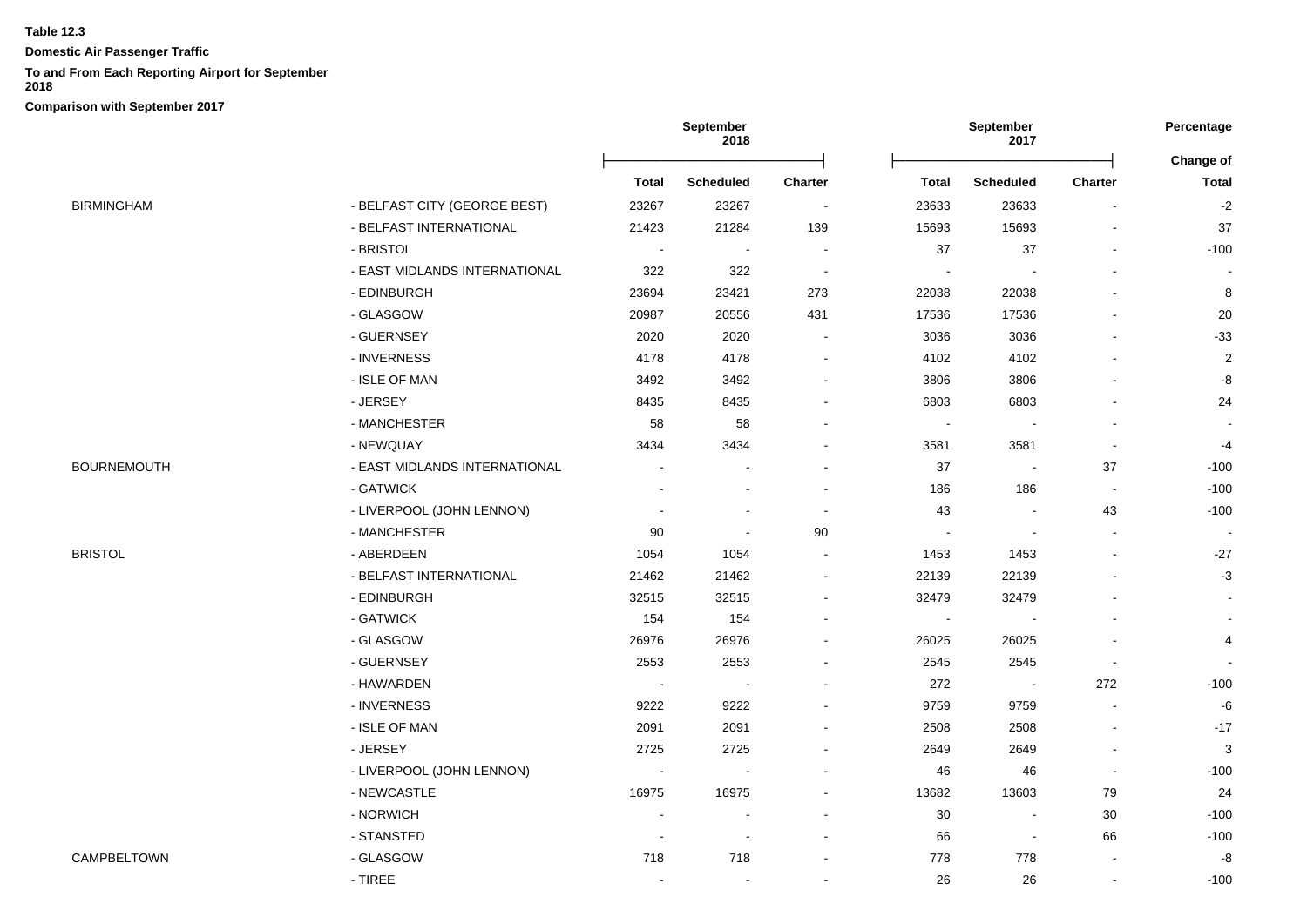**Table 12.3**

**Domestic Air Passenger Traffic**

**To and From Each Reporting Airport for September 2018**

**Comparison with September 2017**

| | | September 2018 | | | September 2017 | | | Percentage |
|---|---|---|---|---|---|---|---|---|
| | | **Total** | **Scheduled** | **Charter** | **Total** | **Scheduled** | **Charter** | **Change of Total** |
| BIRMINGHAM | - BELFAST CITY (GEORGE BEST) | 23267 | 23267 | - | 23633 | 23633 | - | -2 |
| | - BELFAST INTERNATIONAL | 21423 | 21284 | 139 | 15693 | 15693 | - | 37 |
| | - BRISTOL | - | - | - | 37 | 37 | - | -100 |
| | - EAST MIDLANDS INTERNATIONAL | 322 | 322 | - | - | - | - | - |
| | - EDINBURGH | 23694 | 23421 | 273 | 22038 | 22038 | - | 8 |
| | - GLASGOW | 20987 | 20556 | 431 | 17536 | 17536 | - | 20 |
| | - GUERNSEY | 2020 | 2020 | - | 3036 | 3036 | - | -33 |
| | - INVERNESS | 4178 | 4178 | - | 4102 | 4102 | - | 2 |
| | - ISLE OF MAN | 3492 | 3492 | - | 3806 | 3806 | - | -8 |
| | - JERSEY | 8435 | 8435 | - | 6803 | 6803 | - | 24 |
| | - MANCHESTER | 58 | 58 | - | - | - | - | - |
| | - NEWQUAY | 3434 | 3434 | - | 3581 | 3581 | - | -4 |
| BOURNEMOUTH | - EAST MIDLANDS INTERNATIONAL | - | - | - | 37 | - | 37 | -100 |
| | - GATWICK | - | - | - | 186 | 186 | - | -100 |
| | - LIVERPOOL (JOHN LENNON) | - | - | - | 43 | - | 43 | -100 |
| | - MANCHESTER | 90 | - | 90 | - | - | - | - |
| BRISTOL | - ABERDEEN | 1054 | 1054 | - | 1453 | 1453 | - | -27 |
| | - BELFAST INTERNATIONAL | 21462 | 21462 | - | 22139 | 22139 | - | -3 |
| | - EDINBURGH | 32515 | 32515 | - | 32479 | 32479 | - | - |
| | - GATWICK | 154 | 154 | - | - | - | - | - |
| | - GLASGOW | 26976 | 26976 | - | 26025 | 26025 | - | 4 |
| | - GUERNSEY | 2553 | 2553 | - | 2545 | 2545 | - | - |
| | - HAWARDEN | - | - | - | 272 | - | 272 | -100 |
| | - INVERNESS | 9222 | 9222 | - | 9759 | 9759 | - | -6 |
| | - ISLE OF MAN | 2091 | 2091 | - | 2508 | 2508 | - | -17 |
| | - JERSEY | 2725 | 2725 | - | 2649 | 2649 | - | 3 |
| | - LIVERPOOL (JOHN LENNON) | - | - | - | 46 | 46 | - | -100 |
| | - NEWCASTLE | 16975 | 16975 | - | 13682 | 13603 | 79 | 24 |
| | - NORWICH | - | - | - | 30 | - | 30 | -100 |
| | - STANSTED | - | - | - | 66 | - | 66 | -100 |
| CAMPBELTOWN | - GLASGOW | 718 | 718 | - | 778 | 778 | - | -8 |
| | - TIREE | - | - | - | 26 | 26 | - | -100 |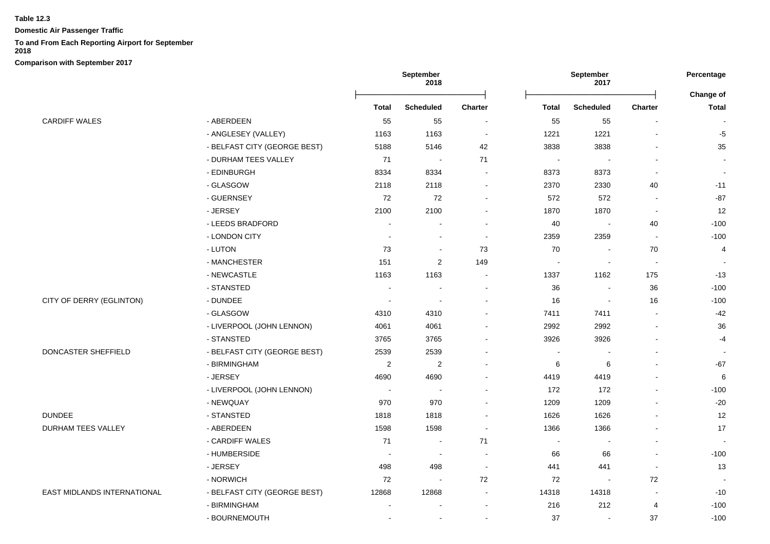**Table 12.3**

**Domestic Air Passenger Traffic**

**To and From Each Reporting Airport for September 2018**

**Comparison with September 2017**

| | | September 2018 | | | September 2017 | | | Percentage |
|---|---|---|---|---|---|---|---|---|
| | | | | | | | | Change of |
| | | Total | Scheduled | Charter | Total | Scheduled | Charter | Total |
| CARDIFF WALES | - ABERDEEN | 55 | 55 | - | 55 | 55 | - | - |
| | - ANGLESEY (VALLEY) | 1163 | 1163 | - | 1221 | 1221 | - | -5 |
| | - BELFAST CITY (GEORGE BEST) | 5188 | 5146 | 42 | 3838 | 3838 | - | 35 |
| | - DURHAM TEES VALLEY | 71 | - | 71 | - | - | - | - |
| | - EDINBURGH | 8334 | 8334 | - | 8373 | 8373 | - | - |
| | - GLASGOW | 2118 | 2118 | - | 2370 | 2330 | 40 | -11 |
| | - GUERNSEY | 72 | 72 | - | 572 | 572 | - | -87 |
| | - JERSEY | 2100 | 2100 | - | 1870 | 1870 | - | 12 |
| | - LEEDS BRADFORD | - | - | - | 40 | - | 40 | -100 |
| | - LONDON CITY | - | - | - | 2359 | 2359 | - | -100 |
| | - LUTON | 73 | - | 73 | 70 | - | 70 | 4 |
| | - MANCHESTER | 151 | 2 | 149 | - | - | - | - |
| | - NEWCASTLE | 1163 | 1163 | - | 1337 | 1162 | 175 | -13 |
| | - STANSTED | - | - | - | 36 | - | 36 | -100 |
| CITY OF DERRY (EGLINTON) | - DUNDEE | - | - | - | 16 | - | 16 | -100 |
| | - GLASGOW | 4310 | 4310 | - | 7411 | 7411 | - | -42 |
| | - LIVERPOOL (JOHN LENNON) | 4061 | 4061 | - | 2992 | 2992 | - | 36 |
| | - STANSTED | 3765 | 3765 | - | 3926 | 3926 | - | -4 |
| DONCASTER SHEFFIELD | - BELFAST CITY (GEORGE BEST) | 2539 | 2539 | - | - | - | - | - |
| | - BIRMINGHAM | 2 | 2 | - | 6 | 6 | - | -67 |
| | - JERSEY | 4690 | 4690 | - | 4419 | 4419 | - | 6 |
| | - LIVERPOOL (JOHN LENNON) | - | - | - | 172 | 172 | - | -100 |
| | - NEWQUAY | 970 | 970 | - | 1209 | 1209 | - | -20 |
| DUNDEE | - STANSTED | 1818 | 1818 | - | 1626 | 1626 | - | 12 |
| DURHAM TEES VALLEY | - ABERDEEN | 1598 | 1598 | - | 1366 | 1366 | - | 17 |
| | - CARDIFF WALES | 71 | - | 71 | - | - | - | - |
| | - HUMBERSIDE | - | - | - | 66 | 66 | - | -100 |
| | - JERSEY | 498 | 498 | - | 441 | 441 | - | 13 |
| | - NORWICH | 72 | - | 72 | 72 | - | 72 | - |
| EAST MIDLANDS INTERNATIONAL | - BELFAST CITY (GEORGE BEST) | 12868 | 12868 | - | 14318 | 14318 | - | -10 |
| | - BIRMINGHAM | - | - | - | 216 | 212 | 4 | -100 |
| | - BOURNEMOUTH | - | - | - | 37 | - | 37 | -100 |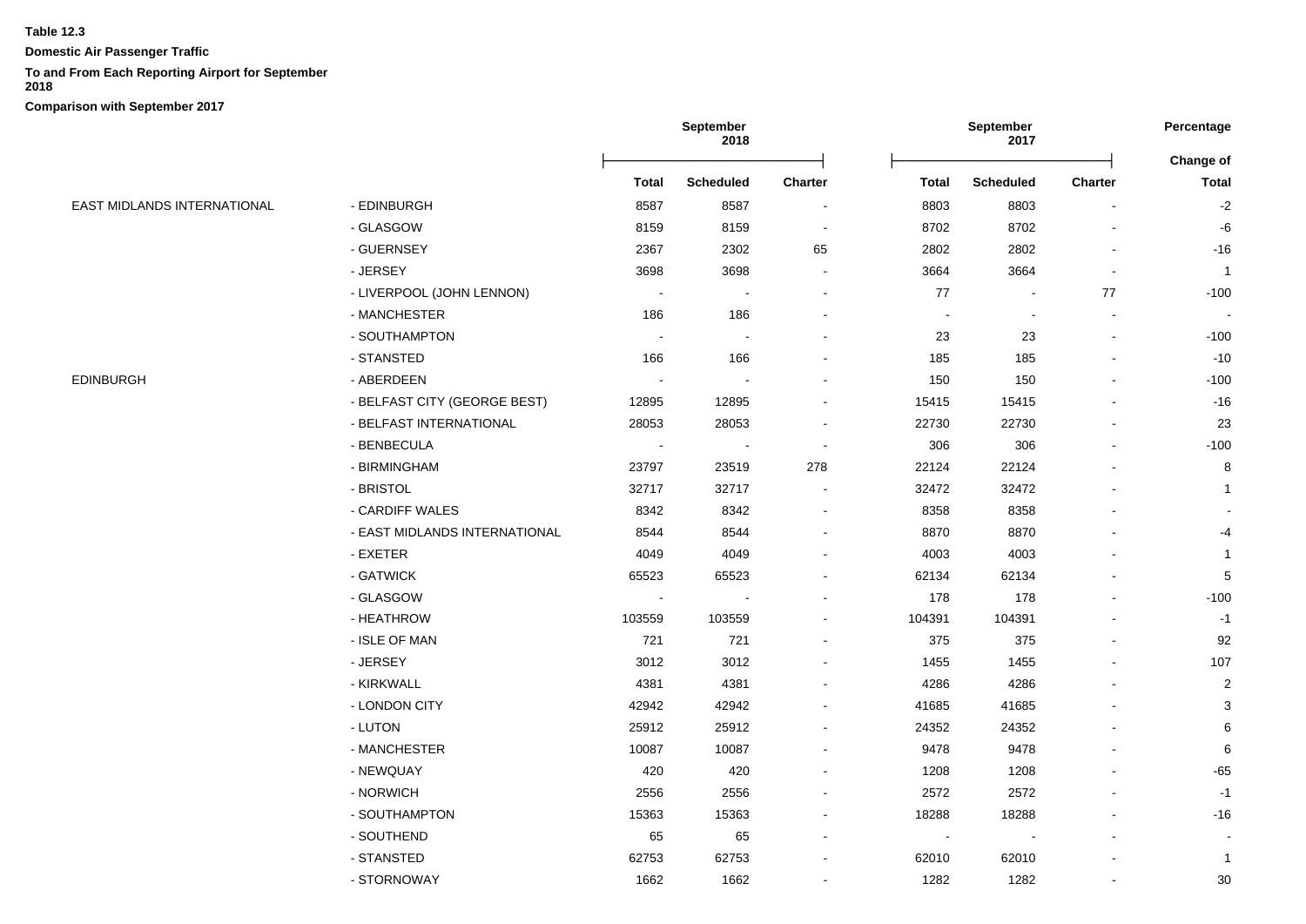**Table 12.3**

**Domestic Air Passenger Traffic**

**To and From Each Reporting Airport for September 2018**

**Comparison with September 2017**

| | | September 2018 | | | September 2017 | | | Percentage |
|---|---|---|---|---|---|---|---|---|
| | | | | | | | | Change of |
| | | Total | Scheduled | Charter | Total | Scheduled | Charter | Total |
| EAST MIDLANDS INTERNATIONAL | - EDINBURGH | 8587 | 8587 | - | 8803 | 8803 | - | -2 |
| | - GLASGOW | 8159 | 8159 | - | 8702 | 8702 | - | -6 |
| | - GUERNSEY | 2367 | 2302 | 65 | 2802 | 2802 | - | -16 |
| | - JERSEY | 3698 | 3698 | - | 3664 | 3664 | - | 1 |
| | - LIVERPOOL (JOHN LENNON) | - | - | - | 77 | - | 77 | -100 |
| | - MANCHESTER | 186 | 186 | - | - | - | - | - |
| | - SOUTHAMPTON | - | - | - | 23 | 23 | - | -100 |
| | - STANSTED | 166 | 166 | - | 185 | 185 | - | -10 |
| EDINBURGH | - ABERDEEN | - | - | - | 150 | 150 | - | -100 |
| | - BELFAST CITY (GEORGE BEST) | 12895 | 12895 | - | 15415 | 15415 | - | -16 |
| | - BELFAST INTERNATIONAL | 28053 | 28053 | - | 22730 | 22730 | - | 23 |
| | - BENBECULA | - | - | - | 306 | 306 | - | -100 |
| | - BIRMINGHAM | 23797 | 23519 | 278 | 22124 | 22124 | - | 8 |
| | - BRISTOL | 32717 | 32717 | - | 32472 | 32472 | - | 1 |
| | - CARDIFF WALES | 8342 | 8342 | - | 8358 | 8358 | - | - |
| | - EAST MIDLANDS INTERNATIONAL | 8544 | 8544 | - | 8870 | 8870 | - | -4 |
| | - EXETER | 4049 | 4049 | - | 4003 | 4003 | - | 1 |
| | - GATWICK | 65523 | 65523 | - | 62134 | 62134 | - | 5 |
| | - GLASGOW | - | - | - | 178 | 178 | - | -100 |
| | - HEATHROW | 103559 | 103559 | - | 104391 | 104391 | - | -1 |
| | - ISLE OF MAN | 721 | 721 | - | 375 | 375 | - | 92 |
| | - JERSEY | 3012 | 3012 | - | 1455 | 1455 | - | 107 |
| | - KIRKWALL | 4381 | 4381 | - | 4286 | 4286 | - | 2 |
| | - LONDON CITY | 42942 | 42942 | - | 41685 | 41685 | - | 3 |
| | - LUTON | 25912 | 25912 | - | 24352 | 24352 | - | 6 |
| | - MANCHESTER | 10087 | 10087 | - | 9478 | 9478 | - | 6 |
| | - NEWQUAY | 420 | 420 | - | 1208 | 1208 | - | -65 |
| | - NORWICH | 2556 | 2556 | - | 2572 | 2572 | - | -1 |
| | - SOUTHAMPTON | 15363 | 15363 | - | 18288 | 18288 | - | -16 |
| | - SOUTHEND | 65 | 65 | - | - | - | - | - |
| | - STANSTED | 62753 | 62753 | - | 62010 | 62010 | - | 1 |
| | - STORNOWAY | 1662 | 1662 | - | 1282 | 1282 | - | 30 |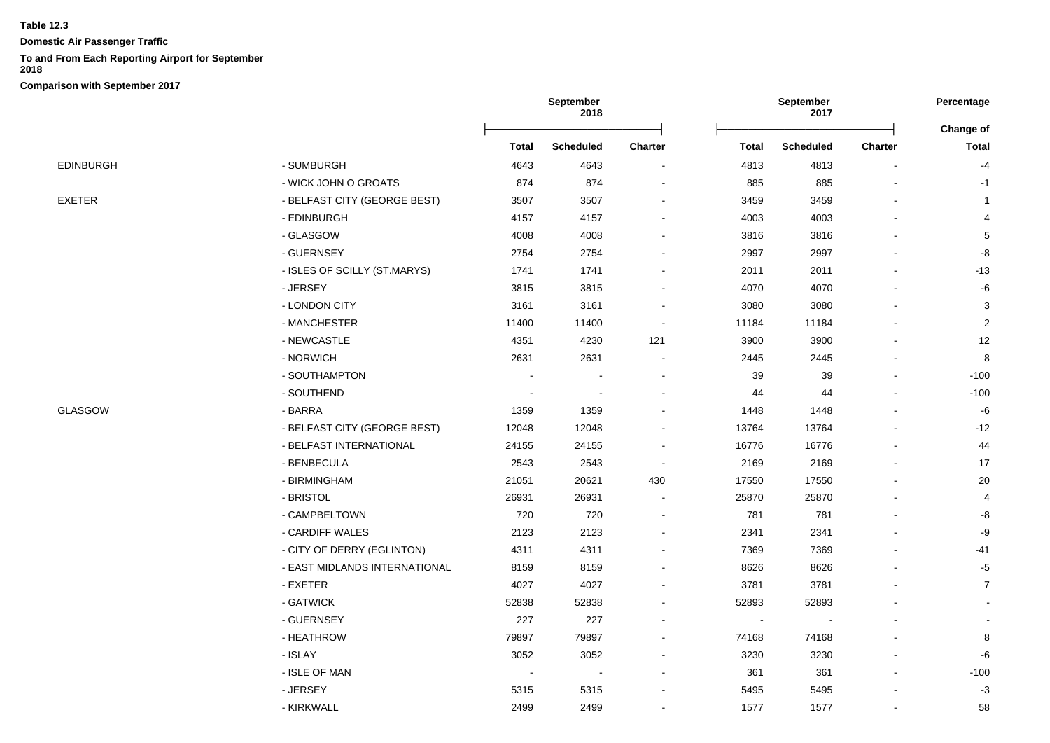**Table 12.3**

**Domestic Air Passenger Traffic**

**To and From Each Reporting Airport for September 2018**

**Comparison with September 2017**

| | | September 2018 | | | September 2017 | | | Percentage |
|---|---|---|---|---|---|---|---|---|
| | | | | | | | | Change of |
| | | Total | Scheduled | Charter | Total | Scheduled | Charter | Total |
| EDINBURGH | - SUMBURGH | 4643 | 4643 | - | 4813 | 4813 | - | -4 |
| | - WICK JOHN O GROATS | 874 | 874 | - | 885 | 885 | - | -1 |
| EXETER | - BELFAST CITY (GEORGE BEST) | 3507 | 3507 | - | 3459 | 3459 | - | 1 |
| | - EDINBURGH | 4157 | 4157 | - | 4003 | 4003 | - | 4 |
| | - GLASGOW | 4008 | 4008 | - | 3816 | 3816 | - | 5 |
| | - GUERNSEY | 2754 | 2754 | - | 2997 | 2997 | - | -8 |
| | - ISLES OF SCILLY (ST.MARYS) | 1741 | 1741 | - | 2011 | 2011 | - | -13 |
| | - JERSEY | 3815 | 3815 | - | 4070 | 4070 | - | -6 |
| | - LONDON CITY | 3161 | 3161 | - | 3080 | 3080 | - | 3 |
| | - MANCHESTER | 11400 | 11400 | - | 11184 | 11184 | - | 2 |
| | - NEWCASTLE | 4351 | 4230 | 121 | 3900 | 3900 | - | 12 |
| | - NORWICH | 2631 | 2631 | - | 2445 | 2445 | - | 8 |
| | - SOUTHAMPTON | - | - | - | 39 | 39 | - | -100 |
| | - SOUTHEND | - | - | - | 44 | 44 | - | -100 |
| GLASGOW | - BARRA | 1359 | 1359 | - | 1448 | 1448 | - | -6 |
| | - BELFAST CITY (GEORGE BEST) | 12048 | 12048 | - | 13764 | 13764 | - | -12 |
| | - BELFAST INTERNATIONAL | 24155 | 24155 | - | 16776 | 16776 | - | 44 |
| | - BENBECULA | 2543 | 2543 | - | 2169 | 2169 | - | 17 |
| | - BIRMINGHAM | 21051 | 20621 | 430 | 17550 | 17550 | - | 20 |
| | - BRISTOL | 26931 | 26931 | - | 25870 | 25870 | - | 4 |
| | - CAMPBELTOWN | 720 | 720 | - | 781 | 781 | - | -8 |
| | - CARDIFF WALES | 2123 | 2123 | - | 2341 | 2341 | - | -9 |
| | - CITY OF DERRY (EGLINTON) | 4311 | 4311 | - | 7369 | 7369 | - | -41 |
| | - EAST MIDLANDS INTERNATIONAL | 8159 | 8159 | - | 8626 | 8626 | - | -5 |
| | - EXETER | 4027 | 4027 | - | 3781 | 3781 | - | 7 |
| | - GATWICK | 52838 | 52838 | - | 52893 | 52893 | - | - |
| | - GUERNSEY | 227 | 227 | - | - | - | - | - |
| | - HEATHROW | 79897 | 79897 | - | 74168 | 74168 | - | 8 |
| | - ISLAY | 3052 | 3052 | - | 3230 | 3230 | - | -6 |
| | - ISLE OF MAN | - | - | - | 361 | 361 | - | -100 |
| | - JERSEY | 5315 | 5315 | - | 5495 | 5495 | - | -3 |
| | - KIRKWALL | 2499 | 2499 | - | 1577 | 1577 | - | 58 |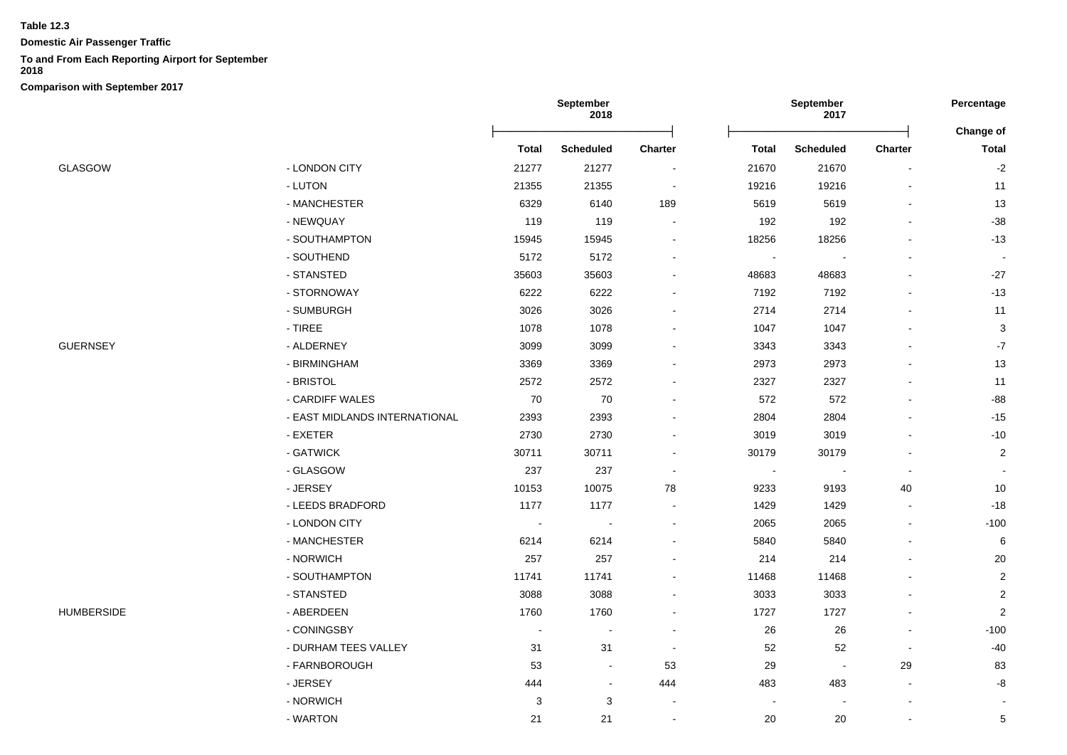**Table 12.3**

**Domestic Air Passenger Traffic**

**To and From Each Reporting Airport for September 2018**

**Comparison with September 2017**

| | | September 2018 | | | September 2017 | | | Percentage |
|---|---|---|---|---|---|---|---|---|
| | | Total | Scheduled | Charter | Total | Scheduled | Charter | Change of Total |
| GLASGOW | - LONDON CITY | 21277 | 21277 | - | 21670 | 21670 | - | -2 |
| | - LUTON | 21355 | 21355 | - | 19216 | 19216 | - | 11 |
| | - MANCHESTER | 6329 | 6140 | 189 | 5619 | 5619 | - | 13 |
| | - NEWQUAY | 119 | 119 | - | 192 | 192 | - | -38 |
| | - SOUTHAMPTON | 15945 | 15945 | - | 18256 | 18256 | - | -13 |
| | - SOUTHEND | 5172 | 5172 | - | - | - | - | - |
| | - STANSTED | 35603 | 35603 | - | 48683 | 48683 | - | -27 |
| | - STORNOWAY | 6222 | 6222 | - | 7192 | 7192 | - | -13 |
| | - SUMBURGH | 3026 | 3026 | - | 2714 | 2714 | - | 11 |
| | - TIREE | 1078 | 1078 | - | 1047 | 1047 | - | 3 |
| GUERNSEY | - ALDERNEY | 3099 | 3099 | - | 3343 | 3343 | - | -7 |
| | - BIRMINGHAM | 3369 | 3369 | - | 2973 | 2973 | - | 13 |
| | - BRISTOL | 2572 | 2572 | - | 2327 | 2327 | - | 11 |
| | - CARDIFF WALES | 70 | 70 | - | 572 | 572 | - | -88 |
| | - EAST MIDLANDS INTERNATIONAL | 2393 | 2393 | - | 2804 | 2804 | - | -15 |
| | - EXETER | 2730 | 2730 | - | 3019 | 3019 | - | -10 |
| | - GATWICK | 30711 | 30711 | - | 30179 | 30179 | - | 2 |
| | - GLASGOW | 237 | 237 | - | - | - | - | - |
| | - JERSEY | 10153 | 10075 | 78 | 9233 | 9193 | 40 | 10 |
| | - LEEDS BRADFORD | 1177 | 1177 | - | 1429 | 1429 | - | -18 |
| | - LONDON CITY | - | - | - | 2065 | 2065 | - | -100 |
| | - MANCHESTER | 6214 | 6214 | - | 5840 | 5840 | - | 6 |
| | - NORWICH | 257 | 257 | - | 214 | 214 | - | 20 |
| | - SOUTHAMPTON | 11741 | 11741 | - | 11468 | 11468 | - | 2 |
| | - STANSTED | 3088 | 3088 | - | 3033 | 3033 | - | 2 |
| HUMBERSIDE | - ABERDEEN | 1760 | 1760 | - | 1727 | 1727 | - | 2 |
| | - CONINGSBY | - | - | - | 26 | 26 | - | -100 |
| | - DURHAM TEES VALLEY | 31 | 31 | - | 52 | 52 | - | -40 |
| | - FARNBOROUGH | 53 | - | 53 | 29 | - | 29 | 83 |
| | - JERSEY | 444 | - | 444 | 483 | 483 | - | -8 |
| | - NORWICH | 3 | 3 | - | - | - | - | - |
| | - WARTON | 21 | 21 | - | 20 | 20 | - | 5 |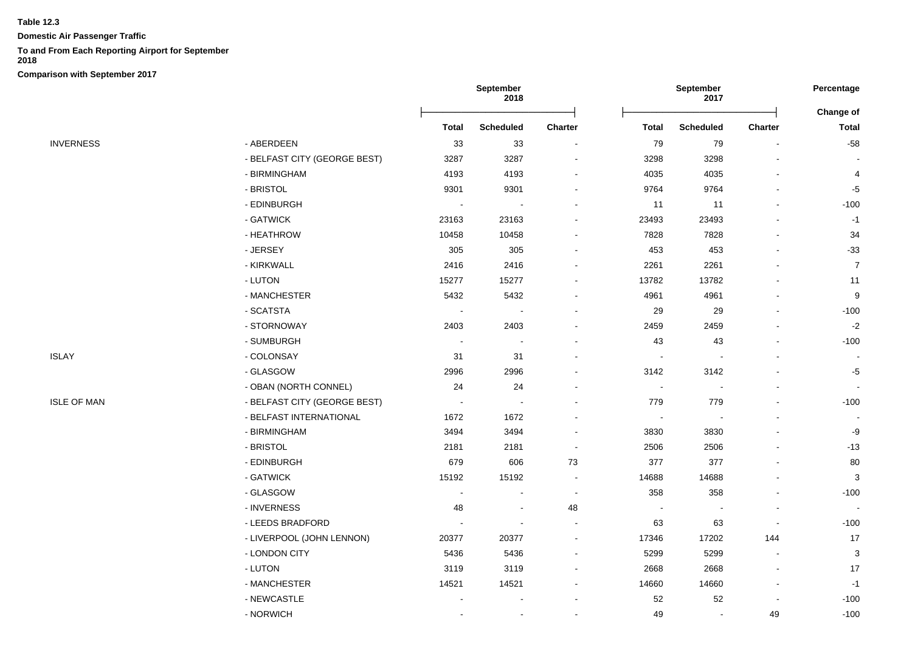**Table 12.3**

**Domestic Air Passenger Traffic**

**To and From Each Reporting Airport for September 2018**

**Comparison with September 2017**

| | | September 2018 | | | September 2017 | | | Percentage |
|---|---|---|---|---|---|---|---|---|
| | | | | | | | | Change of |
| | | Total | Scheduled | Charter | Total | Scheduled | Charter | Total |
| INVERNESS | - ABERDEEN | 33 | 33 | - | 79 | 79 | - | -58 |
| | - BELFAST CITY (GEORGE BEST) | 3287 | 3287 | - | 3298 | 3298 | - | - |
| | - BIRMINGHAM | 4193 | 4193 | - | 4035 | 4035 | - | 4 |
| | - BRISTOL | 9301 | 9301 | - | 9764 | 9764 | - | -5 |
| | - EDINBURGH | - | - | - | 11 | 11 | - | -100 |
| | - GATWICK | 23163 | 23163 | - | 23493 | 23493 | - | -1 |
| | - HEATHROW | 10458 | 10458 | - | 7828 | 7828 | - | 34 |
| | - JERSEY | 305 | 305 | - | 453 | 453 | - | -33 |
| | - KIRKWALL | 2416 | 2416 | - | 2261 | 2261 | - | 7 |
| | - LUTON | 15277 | 15277 | - | 13782 | 13782 | - | 11 |
| | - MANCHESTER | 5432 | 5432 | - | 4961 | 4961 | - | 9 |
| | - SCATSTA | - | - | - | 29 | 29 | - | -100 |
| | - STORNOWAY | 2403 | 2403 | - | 2459 | 2459 | - | -2 |
| | - SUMBURGH | - | - | - | 43 | 43 | - | -100 |
| ISLAY | - COLONSAY | 31 | 31 | - | - | - | - | - |
| | - GLASGOW | 2996 | 2996 | - | 3142 | 3142 | - | -5 |
| | - OBAN (NORTH CONNEL) | 24 | 24 | - | - | - | - | - |
| ISLE OF MAN | - BELFAST CITY (GEORGE BEST) | - | - | - | 779 | 779 | - | -100 |
| | - BELFAST INTERNATIONAL | 1672 | 1672 | - | - | - | - | - |
| | - BIRMINGHAM | 3494 | 3494 | - | 3830 | 3830 | - | -9 |
| | - BRISTOL | 2181 | 2181 | - | 2506 | 2506 | - | -13 |
| | - EDINBURGH | 679 | 606 | 73 | 377 | 377 | - | 80 |
| | - GATWICK | 15192 | 15192 | - | 14688 | 14688 | - | 3 |
| | - GLASGOW | - | - | - | 358 | 358 | - | -100 |
| | - INVERNESS | 48 | - | 48 | - | - | - | - |
| | - LEEDS BRADFORD | - | - | - | 63 | 63 | - | -100 |
| | - LIVERPOOL (JOHN LENNON) | 20377 | 20377 | - | 17346 | 17202 | 144 | 17 |
| | - LONDON CITY | 5436 | 5436 | - | 5299 | 5299 | - | 3 |
| | - LUTON | 3119 | 3119 | - | 2668 | 2668 | - | 17 |
| | - MANCHESTER | 14521 | 14521 | - | 14660 | 14660 | - | -1 |
| | - NEWCASTLE | - | - | - | 52 | 52 | - | -100 |
| | - NORWICH | - | - | - | 49 | - | 49 | -100 |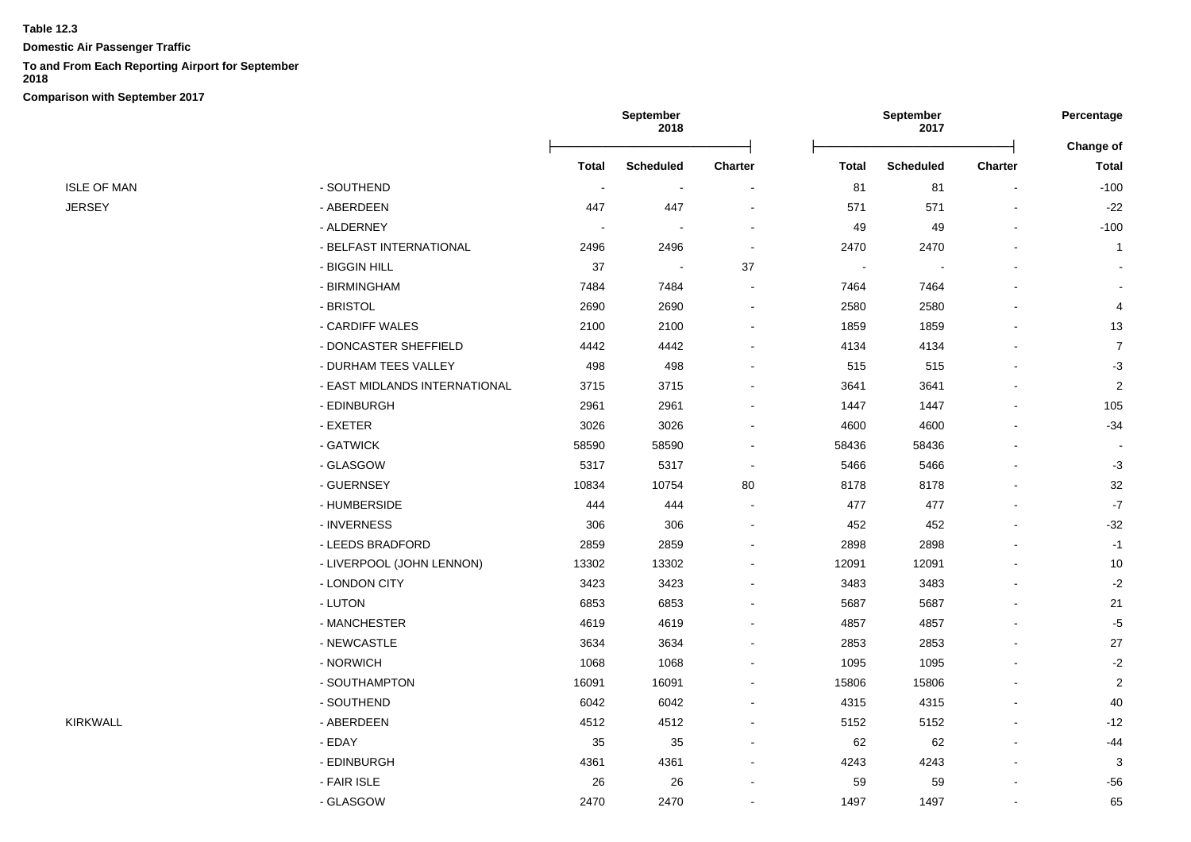**Table 12.3**

**Domestic Air Passenger Traffic**

**To and From Each Reporting Airport for September 2018**

**Comparison with September 2017**

| | | September 2018 | | | September 2017 | | | Percentage |
|---|---|---|---|---|---|---|---|---|
| | | | | | | | | Change of |
| | | **Total** | **Scheduled** | **Charter** | **Total** | **Scheduled** | **Charter** | **Total** |
| ISLE OF MAN | - SOUTHEND | - | - | - | 81 | 81 | - | -100 |
| JERSEY | - ABERDEEN | 447 | 447 | - | 571 | 571 | - | -22 |
| | - ALDERNEY | - | - | - | 49 | 49 | - | -100 |
| | - BELFAST INTERNATIONAL | 2496 | 2496 | - | 2470 | 2470 | - | 1 |
| | - BIGGIN HILL | 37 | - | 37 | - | - | - | - |
| | - BIRMINGHAM | 7484 | 7484 | - | 7464 | 7464 | - | - |
| | - BRISTOL | 2690 | 2690 | - | 2580 | 2580 | - | 4 |
| | - CARDIFF WALES | 2100 | 2100 | - | 1859 | 1859 | - | 13 |
| | - DONCASTER SHEFFIELD | 4442 | 4442 | - | 4134 | 4134 | - | 7 |
| | - DURHAM TEES VALLEY | 498 | 498 | - | 515 | 515 | - | -3 |
| | - EAST MIDLANDS INTERNATIONAL | 3715 | 3715 | - | 3641 | 3641 | - | 2 |
| | - EDINBURGH | 2961 | 2961 | - | 1447 | 1447 | - | 105 |
| | - EXETER | 3026 | 3026 | - | 4600 | 4600 | - | -34 |
| | - GATWICK | 58590 | 58590 | - | 58436 | 58436 | - | - |
| | - GLASGOW | 5317 | 5317 | - | 5466 | 5466 | - | -3 |
| | - GUERNSEY | 10834 | 10754 | 80 | 8178 | 8178 | - | 32 |
| | - HUMBERSIDE | 444 | 444 | - | 477 | 477 | - | -7 |
| | - INVERNESS | 306 | 306 | - | 452 | 452 | - | -32 |
| | - LEEDS BRADFORD | 2859 | 2859 | - | 2898 | 2898 | - | -1 |
| | - LIVERPOOL (JOHN LENNON) | 13302 | 13302 | - | 12091 | 12091 | - | 10 |
| | - LONDON CITY | 3423 | 3423 | - | 3483 | 3483 | - | -2 |
| | - LUTON | 6853 | 6853 | - | 5687 | 5687 | - | 21 |
| | - MANCHESTER | 4619 | 4619 | - | 4857 | 4857 | - | -5 |
| | - NEWCASTLE | 3634 | 3634 | - | 2853 | 2853 | - | 27 |
| | - NORWICH | 1068 | 1068 | - | 1095 | 1095 | - | -2 |
| | - SOUTHAMPTON | 16091 | 16091 | - | 15806 | 15806 | - | 2 |
| | - SOUTHEND | 6042 | 6042 | - | 4315 | 4315 | - | 40 |
| KIRKWALL | - ABERDEEN | 4512 | 4512 | - | 5152 | 5152 | - | -12 |
| | - EDAY | 35 | 35 | - | 62 | 62 | - | -44 |
| | - EDINBURGH | 4361 | 4361 | - | 4243 | 4243 | - | 3 |
| | - FAIR ISLE | 26 | 26 | - | 59 | 59 | - | -56 |
| | - GLASGOW | 2470 | 2470 | - | 1497 | 1497 | - | 65 |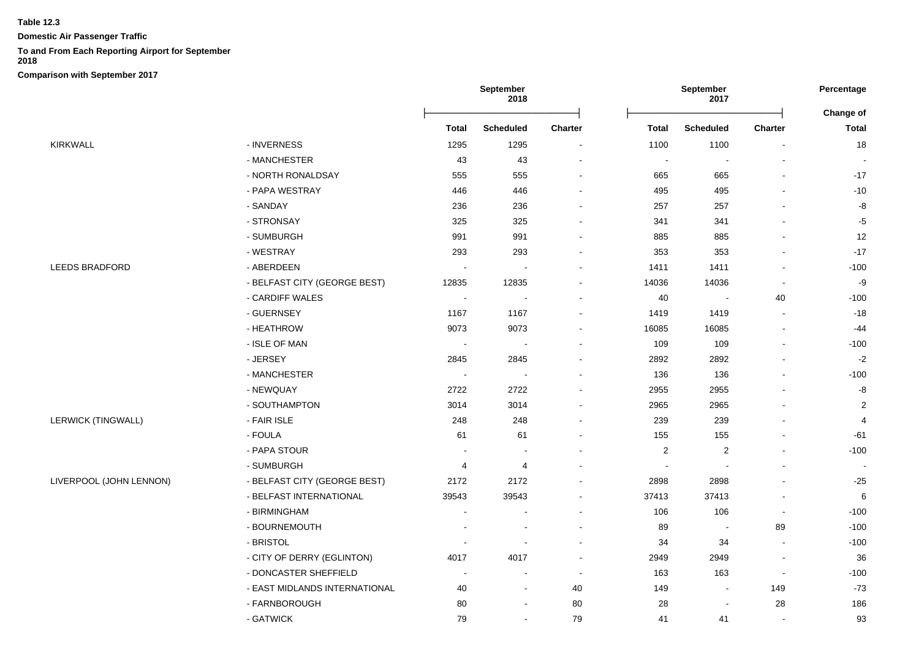**Table 12.3**

**Domestic Air Passenger Traffic**

**To and From Each Reporting Airport for September 2018**

**Comparison with September 2017**

| | | September 2018 | | | September 2017 | | | Percentage |
|---|---|---|---|---|---|---|---|---|
| | | **Total** | **Scheduled** | **Charter** | **Total** | **Scheduled** | **Charter** | **Change of Total** |
| KIRKWALL | - INVERNESS | 1295 | 1295 | - | 1100 | 1100 | - | 18 |
| | - MANCHESTER | 43 | 43 | - | - | - | - | - |
| | - NORTH RONALDSAY | 555 | 555 | - | 665 | 665 | - | -17 |
| | - PAPA WESTRAY | 446 | 446 | - | 495 | 495 | - | -10 |
| | - SANDAY | 236 | 236 | - | 257 | 257 | - | -8 |
| | - STRONSAY | 325 | 325 | - | 341 | 341 | - | -5 |
| | - SUMBURGH | 991 | 991 | - | 885 | 885 | - | 12 |
| | - WESTRAY | 293 | 293 | - | 353 | 353 | - | -17 |
| LEEDS BRADFORD | - ABERDEEN | - | - | - | 1411 | 1411 | - | -100 |
| | - BELFAST CITY (GEORGE BEST) | 12835 | 12835 | - | 14036 | 14036 | - | -9 |
| | - CARDIFF WALES | - | - | - | 40 | - | 40 | -100 |
| | - GUERNSEY | 1167 | 1167 | - | 1419 | 1419 | - | -18 |
| | - HEATHROW | 9073 | 9073 | - | 16085 | 16085 | - | -44 |
| | - ISLE OF MAN | - | - | - | 109 | 109 | - | -100 |
| | - JERSEY | 2845 | 2845 | - | 2892 | 2892 | - | -2 |
| | - MANCHESTER | - | - | - | 136 | 136 | - | -100 |
| | - NEWQUAY | 2722 | 2722 | - | 2955 | 2955 | - | -8 |
| | - SOUTHAMPTON | 3014 | 3014 | - | 2965 | 2965 | - | 2 |
| LERWICK (TINGWALL) | - FAIR ISLE | 248 | 248 | - | 239 | 239 | - | 4 |
| | - FOULA | 61 | 61 | - | 155 | 155 | - | -61 |
| | - PAPA STOUR | - | - | - | 2 | 2 | - | -100 |
| | - SUMBURGH | 4 | 4 | - | - | - | - | - |
| LIVERPOOL (JOHN LENNON) | - BELFAST CITY (GEORGE BEST) | 2172 | 2172 | - | 2898 | 2898 | - | -25 |
| | - BELFAST INTERNATIONAL | 39543 | 39543 | - | 37413 | 37413 | - | 6 |
| | - BIRMINGHAM | - | - | - | 106 | 106 | - | -100 |
| | - BOURNEMOUTH | - | - | - | 89 | - | 89 | -100 |
| | - BRISTOL | - | - | - | 34 | 34 | - | -100 |
| | - CITY OF DERRY (EGLINTON) | 4017 | 4017 | - | 2949 | 2949 | - | 36 |
| | - DONCASTER SHEFFIELD | - | - | - | 163 | 163 | - | -100 |
| | - EAST MIDLANDS INTERNATIONAL | 40 | - | 40 | 149 | - | 149 | -73 |
| | - FARNBOROUGH | 80 | - | 80 | 28 | - | 28 | 186 |
| | - GATWICK | 79 | - | 79 | 41 | 41 | - | 93 |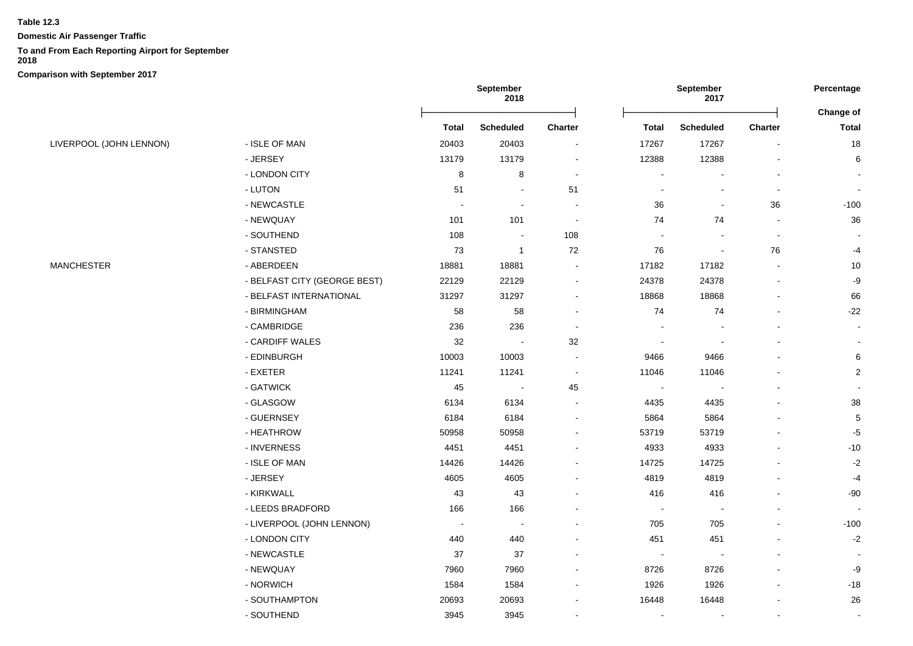**Table 12.3**

**Domestic Air Passenger Traffic**

**To and From Each Reporting Airport for September 2018**

**Comparison with September 2017**

| | | September 2018 | | | September 2017 | | | Percentage |
|---|---|---|---|---|---|---|---|---|
| | | **Total** | **Scheduled** | **Charter** | **Total** | **Scheduled** | **Charter** | **Change of Total** |
| LIVERPOOL (JOHN LENNON) | - ISLE OF MAN | 20403 | 20403 | - | 17267 | 17267 | - | 18 |
| | - JERSEY | 13179 | 13179 | - | 12388 | 12388 | - | 6 |
| | - LONDON CITY | 8 | 8 | - | - | - | - | - |
| | - LUTON | 51 | - | 51 | - | - | - | - |
| | - NEWCASTLE | - | - | - | 36 | - | 36 | -100 |
| | - NEWQUAY | 101 | 101 | - | 74 | 74 | - | 36 |
| | - SOUTHEND | 108 | - | 108 | - | - | - | - |
| | - STANSTED | 73 | 1 | 72 | 76 | - | 76 | -4 |
| MANCHESTER | - ABERDEEN | 18881 | 18881 | - | 17182 | 17182 | - | 10 |
| | - BELFAST CITY (GEORGE BEST) | 22129 | 22129 | - | 24378 | 24378 | - | -9 |
| | - BELFAST INTERNATIONAL | 31297 | 31297 | - | 18868 | 18868 | - | 66 |
| | - BIRMINGHAM | 58 | 58 | - | 74 | 74 | - | -22 |
| | - CAMBRIDGE | 236 | 236 | - | - | - | - | - |
| | - CARDIFF WALES | 32 | - | 32 | - | - | - | - |
| | - EDINBURGH | 10003 | 10003 | - | 9466 | 9466 | - | 6 |
| | - EXETER | 11241 | 11241 | - | 11046 | 11046 | - | 2 |
| | - GATWICK | 45 | - | 45 | - | - | - | - |
| | - GLASGOW | 6134 | 6134 | - | 4435 | 4435 | - | 38 |
| | - GUERNSEY | 6184 | 6184 | - | 5864 | 5864 | - | 5 |
| | - HEATHROW | 50958 | 50958 | - | 53719 | 53719 | - | -5 |
| | - INVERNESS | 4451 | 4451 | - | 4933 | 4933 | - | -10 |
| | - ISLE OF MAN | 14426 | 14426 | - | 14725 | 14725 | - | -2 |
| | - JERSEY | 4605 | 4605 | - | 4819 | 4819 | - | -4 |
| | - KIRKWALL | 43 | 43 | - | 416 | 416 | - | -90 |
| | - LEEDS BRADFORD | 166 | 166 | - | - | - | - | - |
| | - LIVERPOOL (JOHN LENNON) | - | - | - | 705 | 705 | - | -100 |
| | - LONDON CITY | 440 | 440 | - | 451 | 451 | - | -2 |
| | - NEWCASTLE | 37 | 37 | - | - | - | - | - |
| | - NEWQUAY | 7960 | 7960 | - | 8726 | 8726 | - | -9 |
| | - NORWICH | 1584 | 1584 | - | 1926 | 1926 | - | -18 |
| | - SOUTHAMPTON | 20693 | 20693 | - | 16448 | 16448 | - | 26 |
| | - SOUTHEND | 3945 | 3945 | - | - | - | - | - |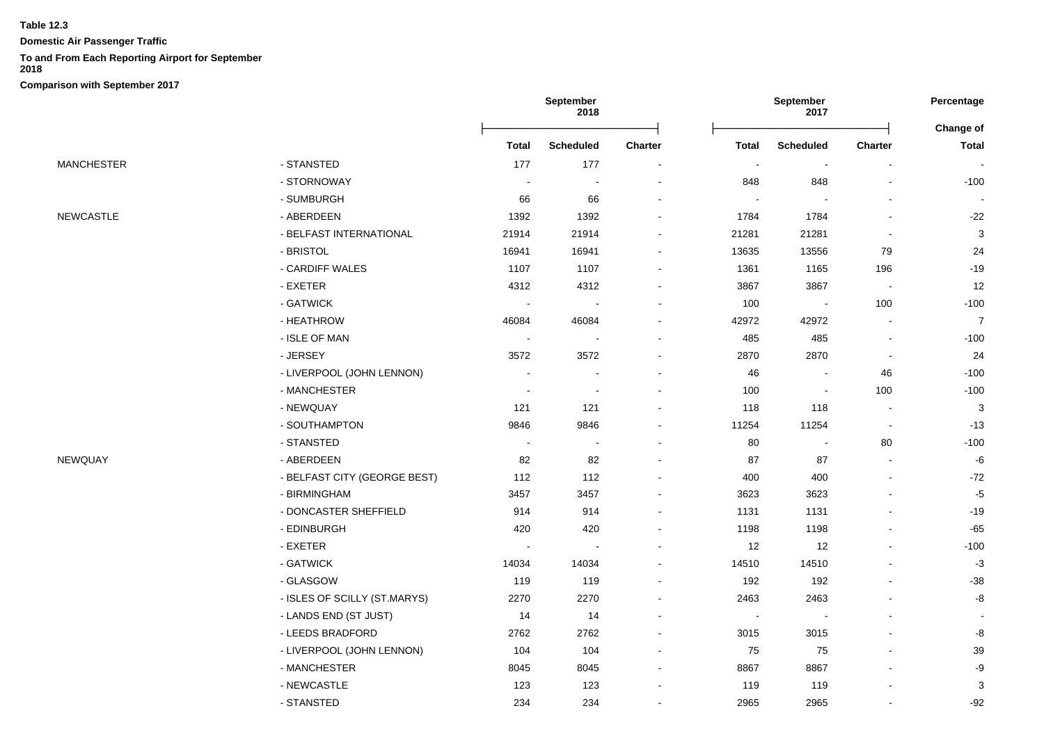**Table 12.3**

**Domestic Air Passenger Traffic**

**To and From Each Reporting Airport for September 2018**

**Comparison with September 2017**

| | | September 2018 | | | September 2017 | | | Percentage |
|---|---|---|---|---|---|---|---|---|
| | | | | | | | | Change of |
| | | Total | Scheduled | Charter | Total | Scheduled | Charter | Total |
| MANCHESTER | - STANSTED | 177 | 177 | - | - | - | - | - |
| | - STORNOWAY | - | - | - | 848 | 848 | - | -100 |
| | - SUMBURGH | 66 | 66 | - | - | - | - | - |
| NEWCASTLE | - ABERDEEN | 1392 | 1392 | - | 1784 | 1784 | - | -22 |
| | - BELFAST INTERNATIONAL | 21914 | 21914 | - | 21281 | 21281 | - | 3 |
| | - BRISTOL | 16941 | 16941 | - | 13635 | 13556 | 79 | 24 |
| | - CARDIFF WALES | 1107 | 1107 | - | 1361 | 1165 | 196 | -19 |
| | - EXETER | 4312 | 4312 | - | 3867 | 3867 | - | 12 |
| | - GATWICK | - | - | - | 100 | - | 100 | -100 |
| | - HEATHROW | 46084 | 46084 | - | 42972 | 42972 | - | 7 |
| | - ISLE OF MAN | - | - | - | 485 | 485 | - | -100 |
| | - JERSEY | 3572 | 3572 | - | 2870 | 2870 | - | 24 |
| | - LIVERPOOL (JOHN LENNON) | - | - | - | 46 | - | 46 | -100 |
| | - MANCHESTER | - | - | - | 100 | - | 100 | -100 |
| | - NEWQUAY | 121 | 121 | - | 118 | 118 | - | 3 |
| | - SOUTHAMPTON | 9846 | 9846 | - | 11254 | 11254 | - | -13 |
| | - STANSTED | - | - | - | 80 | - | 80 | -100 |
| NEWQUAY | - ABERDEEN | 82 | 82 | - | 87 | 87 | - | -6 |
| | - BELFAST CITY (GEORGE BEST) | 112 | 112 | - | 400 | 400 | - | -72 |
| | - BIRMINGHAM | 3457 | 3457 | - | 3623 | 3623 | - | -5 |
| | - DONCASTER SHEFFIELD | 914 | 914 | - | 1131 | 1131 | - | -19 |
| | - EDINBURGH | 420 | 420 | - | 1198 | 1198 | - | -65 |
| | - EXETER | - | - | - | 12 | 12 | - | -100 |
| | - GATWICK | 14034 | 14034 | - | 14510 | 14510 | - | -3 |
| | - GLASGOW | 119 | 119 | - | 192 | 192 | - | -38 |
| | - ISLES OF SCILLY (ST.MARYS) | 2270 | 2270 | - | 2463 | 2463 | - | -8 |
| | - LANDS END (ST JUST) | 14 | 14 | - | - | - | - | - |
| | - LEEDS BRADFORD | 2762 | 2762 | - | 3015 | 3015 | - | -8 |
| | - LIVERPOOL (JOHN LENNON) | 104 | 104 | - | 75 | 75 | - | 39 |
| | - MANCHESTER | 8045 | 8045 | - | 8867 | 8867 | - | -9 |
| | - NEWCASTLE | 123 | 123 | - | 119 | 119 | - | 3 |
| | - STANSTED | 234 | 234 | - | 2965 | 2965 | - | -92 |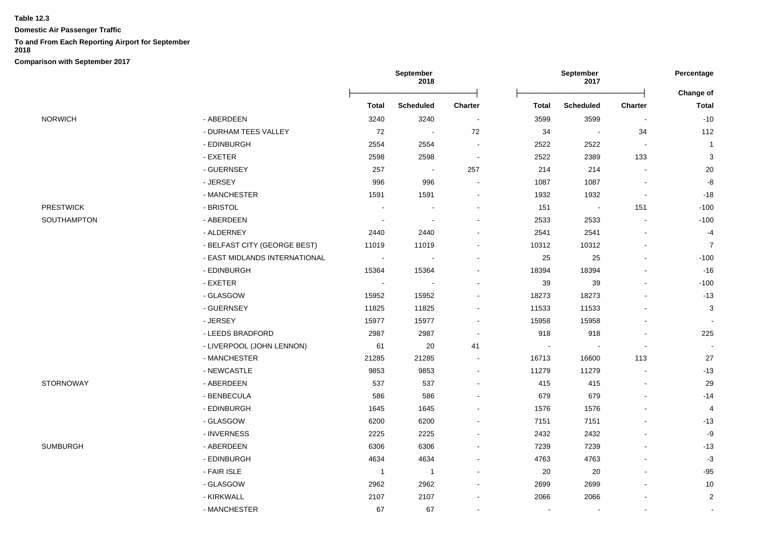**Table 12.3**

**Domestic Air Passenger Traffic**

**To and From Each Reporting Airport for September 2018**

**Comparison with September 2017**

| | | September 2018 | | | September 2017 | | | Percentage |
|---|---|---|---|---|---|---|---|---|
| | | | | | | | | Change of |
| | | **Total** | **Scheduled** | **Charter** | **Total** | **Scheduled** | **Charter** | **Total** |
| NORWICH | - ABERDEEN | 3240 | 3240 | - | 3599 | 3599 | - | -10 |
| | - DURHAM TEES VALLEY | 72 | - | 72 | 34 | - | 34 | 112 |
| | - EDINBURGH | 2554 | 2554 | - | 2522 | 2522 | - | 1 |
| | - EXETER | 2598 | 2598 | - | 2522 | 2389 | 133 | 3 |
| | - GUERNSEY | 257 | - | 257 | 214 | 214 | - | 20 |
| | - JERSEY | 996 | 996 | - | 1087 | 1087 | - | -8 |
| | - MANCHESTER | 1591 | 1591 | - | 1932 | 1932 | - | -18 |
| PRESTWICK | - BRISTOL | - | - | - | 151 | - | 151 | -100 |
| SOUTHAMPTON | - ABERDEEN | - | - | - | 2533 | 2533 | - | -100 |
| | - ALDERNEY | 2440 | 2440 | - | 2541 | 2541 | - | -4 |
| | - BELFAST CITY (GEORGE BEST) | 11019 | 11019 | - | 10312 | 10312 | - | 7 |
| | - EAST MIDLANDS INTERNATIONAL | - | - | - | 25 | 25 | - | -100 |
| | - EDINBURGH | 15364 | 15364 | - | 18394 | 18394 | - | -16 |
| | - EXETER | - | - | - | 39 | 39 | - | -100 |
| | - GLASGOW | 15952 | 15952 | - | 18273 | 18273 | - | -13 |
| | - GUERNSEY | 11825 | 11825 | - | 11533 | 11533 | - | 3 |
| | - JERSEY | 15977 | 15977 | - | 15958 | 15958 | - | - |
| | - LEEDS BRADFORD | 2987 | 2987 | - | 918 | 918 | - | 225 |
| | - LIVERPOOL (JOHN LENNON) | 61 | 20 | 41 | - | - | - | - |
| | - MANCHESTER | 21285 | 21285 | - | 16713 | 16600 | 113 | 27 |
| | - NEWCASTLE | 9853 | 9853 | - | 11279 | 11279 | - | -13 |
| STORNOWAY | - ABERDEEN | 537 | 537 | - | 415 | 415 | - | 29 |
| | - BENBECULA | 586 | 586 | - | 679 | 679 | - | -14 |
| | - EDINBURGH | 1645 | 1645 | - | 1576 | 1576 | - | 4 |
| | - GLASGOW | 6200 | 6200 | - | 7151 | 7151 | - | -13 |
| | - INVERNESS | 2225 | 2225 | - | 2432 | 2432 | - | -9 |
| SUMBURGH | - ABERDEEN | 6306 | 6306 | - | 7239 | 7239 | - | -13 |
| | - EDINBURGH | 4634 | 4634 | - | 4763 | 4763 | - | -3 |
| | - FAIR ISLE | 1 | 1 | - | 20 | 20 | - | -95 |
| | - GLASGOW | 2962 | 2962 | - | 2699 | 2699 | - | 10 |
| | - KIRKWALL | 2107 | 2107 | - | 2066 | 2066 | - | 2 |
| | - MANCHESTER | 67 | 67 | - | - | - | - | - |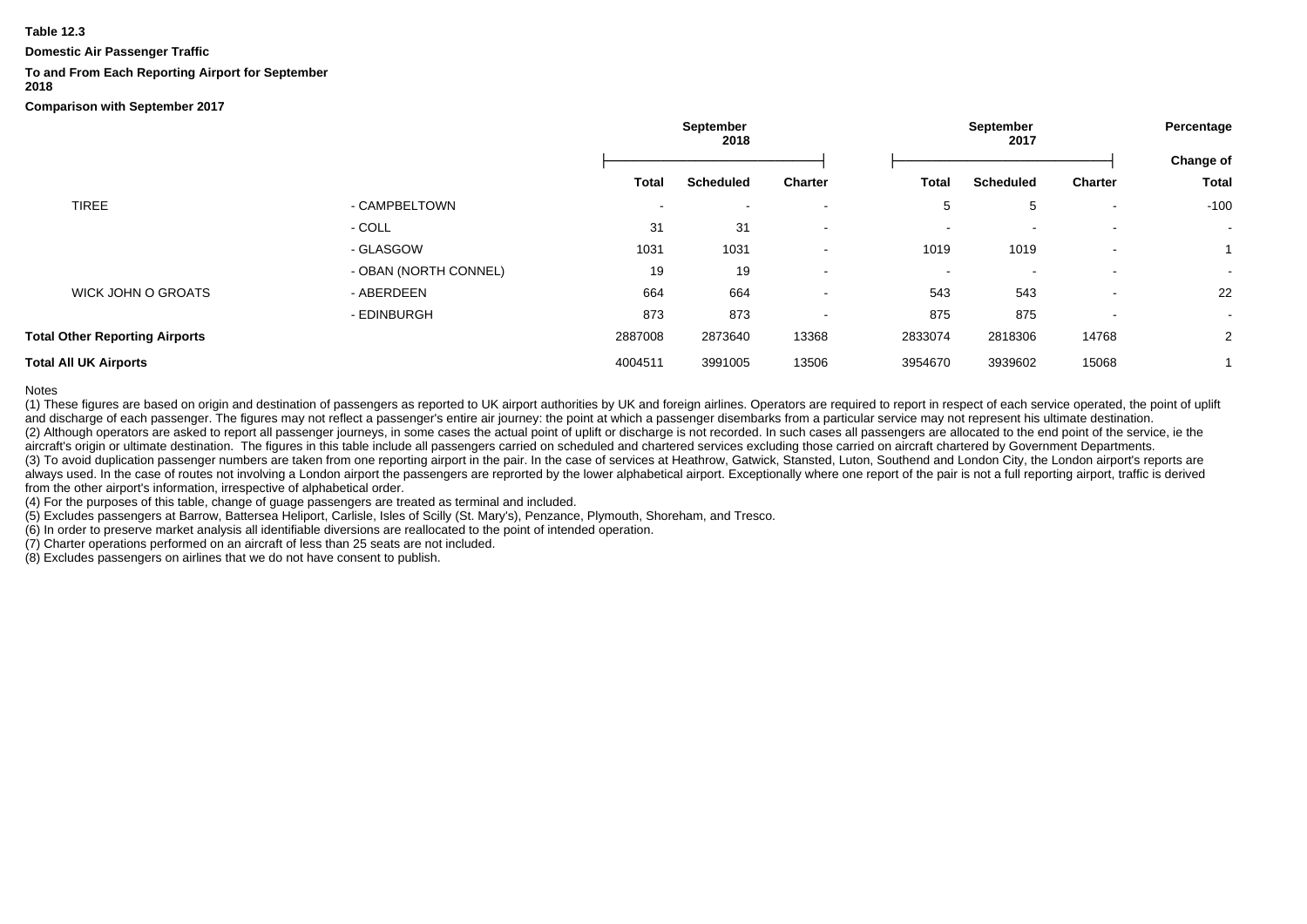**Table 12.3**

**Domestic Air Passenger Traffic**

**To and From Each Reporting Airport for September 2018**

**Comparison with September 2017**

| | | September 2018 | | | September 2017 | | | Percentage Change of |
|---|---|---|---|---|---|---|---|---|
| | | **Total** | **Scheduled** | **Charter** | **Total** | **Scheduled** | **Charter** | **Total** |
| TIREE | - CAMPBELTOWN | - | - | - | 5 | 5 | - | -100 |
| | - COLL | 31 | 31 | - | - | - | - | - |
| | - GLASGOW | 1031 | 1031 | - | 1019 | 1019 | - | 1 |
| | - OBAN (NORTH CONNEL) | 19 | 19 | - | - | - | - | - |
| WICK JOHN O GROATS | - ABERDEEN | 664 | 664 | - | 543 | 543 | - | 22 |
| | - EDINBURGH | 873 | 873 | - | 875 | 875 | - | - |
| **Total Other Reporting Airports** | | 2887008 | 2873640 | 13368 | 2833074 | 2818306 | 14768 | 2 |
| **Total All UK Airports** | | 4004511 | 3991005 | 13506 | 3954670 | 3939602 | 15068 | 1 |

Notes

(1) These figures are based on origin and destination of passengers as reported to UK airport authorities by UK and foreign airlines. Operators are required to report in respect of each service operated, the point of uplift and discharge of each passenger. The figures may not reflect a passenger's entire air journey: the point at which a passenger disembarks from a particular service may not represent his ultimate destination.

(2) Although operators are asked to report all passenger journeys, in some cases the actual point of uplift or discharge is not recorded. In such cases all passengers are allocated to the end point of the service, ie the aircraft's origin or ultimate destination. The figures in this table include all passengers carried on scheduled and chartered services excluding those carried on aircraft chartered by Government Departments.

(3) To avoid duplication passenger numbers are taken from one reporting airport in the pair. In the case of services at Heathrow, Gatwick, Stansted, Luton, Southend and London City, the London airport's reports are always used. In the case of routes not involving a London airport the passengers are reprorted by the lower alphabetical airport. Exceptionally where one report of the pair is not a full reporting airport, traffic is derived from the other airport's information, irrespective of alphabetical order.

(4) For the purposes of this table, change of guage passengers are treated as terminal and included.

(5) Excludes passengers at Barrow, Battersea Heliport, Carlisle, Isles of Scilly (St. Mary's), Penzance, Plymouth, Shoreham, and Tresco.

(6) In order to preserve market analysis all identifiable diversions are reallocated to the point of intended operation.

(7) Charter operations performed on an aircraft of less than 25 seats are not included.

(8) Excludes passengers on airlines that we do not have consent to publish.